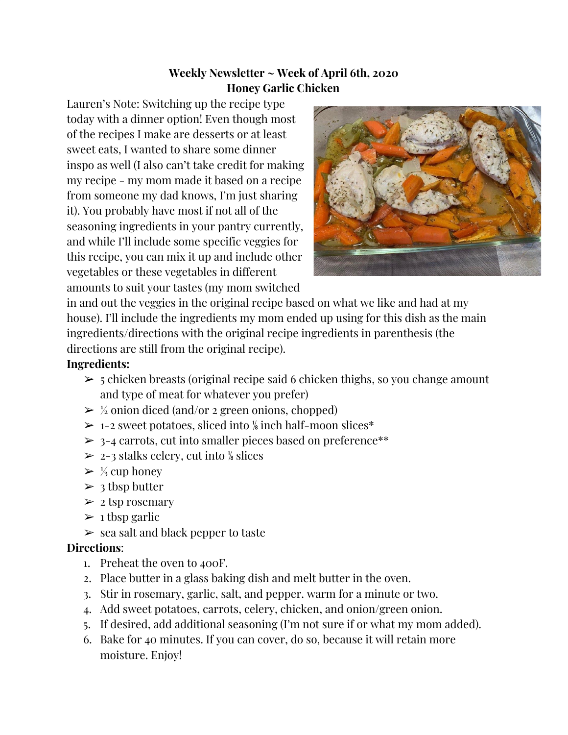**Weekly Newsletter ~ Week of April 6th, 2020**

**Honey Garlic Chicken**

Lauren's Note: Switching up the recipe type today with a dinner option! Even though most of the recipes I make are desserts or at least sweet eats, I wanted to share some dinner inspo as well (I also can't take credit for making my recipe - my mom made it based on a recipe from someone my dad knows, I'm just sharing it). You probably have most if not all of the seasoning ingredients in your pantry currently, and while I'll include some specific veggies for this recipe, you can mix it up and include other vegetables or these vegetables in different amounts to suit your tastes (my mom switched in and out the veggies in the original recipe based on what we like and had at my house). I'll include the ingredients my mom ended up using for this dish as the main ingredients/directions with the original recipe ingredients in parenthesis (the directions are still from the original recipe).

**Ingredients:**

- 5 chicken breasts (original recipe said 6 chicken thighs, so you change amount and type of meat for whatever you prefer)
- ½ onion diced (and/or 2 green onions, chopped)
- 1-2 sweet potatoes, sliced into ⅛ inch half-moon slices*
- 3-4 carrots, cut into smaller pieces based on preference**
- 2-3 stalks celery, cut into ⅛ slices
- ⅓ cup honey
- 3 tbsp butter
- 2 tsp rosemary
- 1 tbsp garlic
- sea salt and black pepper to taste

**Directions**:

1. Preheat the oven to 400F.
2. Place butter in a glass baking dish and melt butter in the oven.
3. Stir in rosemary, garlic, salt, and pepper. warm for a minute or two.
4. Add sweet potatoes, carrots, celery, chicken, and onion/green onion.
5. If desired, add additional seasoning (I'm not sure if or what my mom added).
6. Bake for 40 minutes. If you can cover, do so, because it will retain more moisture. Enjoy!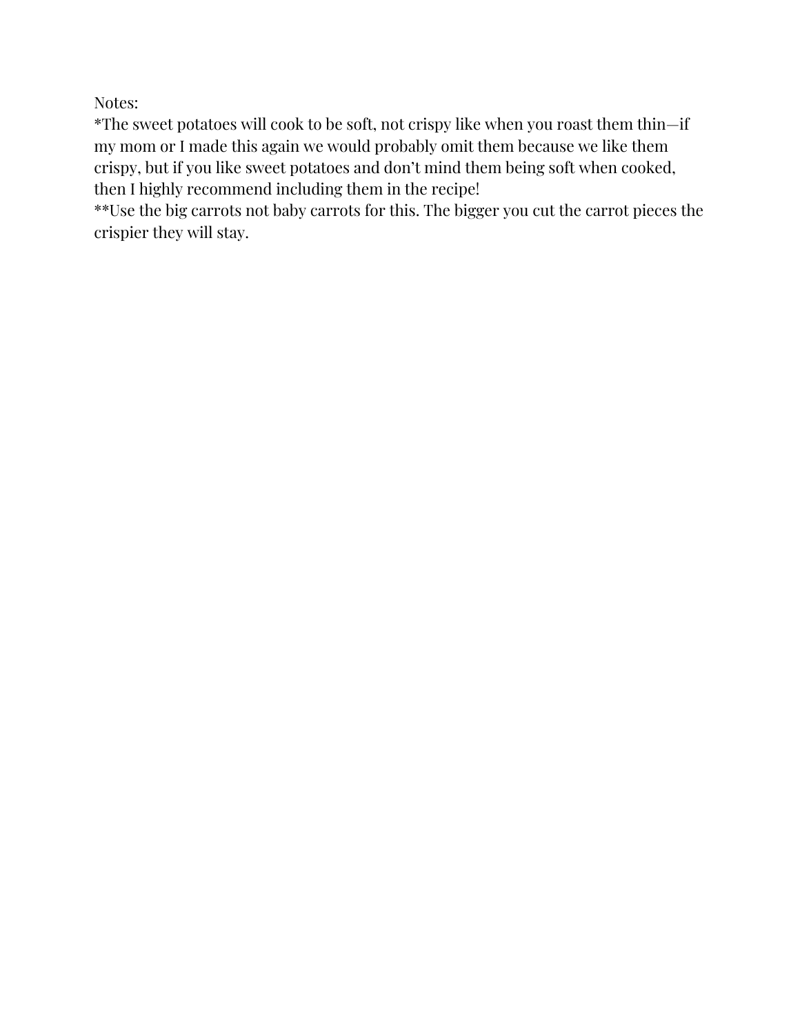Notes:

*The sweet potatoes will cook to be soft, not crispy like when you roast them thin—if my mom or I made this again we would probably omit them because we like them crispy, but if you like sweet potatoes and don't mind them being soft when cooked, then I highly recommend including them in the recipe!

**Use the big carrots not baby carrots for this. The bigger you cut the carrot pieces the crispier they will stay.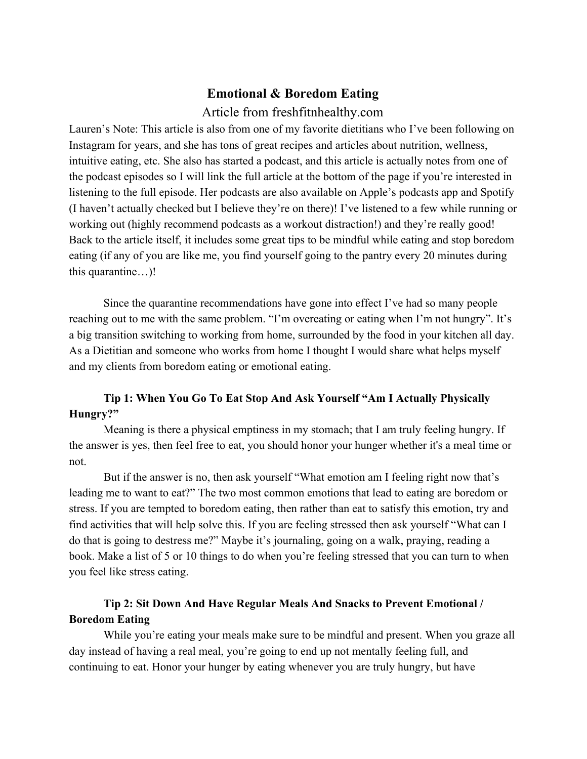# Emotional & Boredom Eating

Article from freshfitnhealthy.com

Lauren's Note: This article is also from one of my favorite dietitians who I've been following on Instagram for years, and she has tons of great recipes and articles about nutrition, wellness, intuitive eating, etc. She also has started a podcast, and this article is actually notes from one of the podcast episodes so I will link the full article at the bottom of the page if you're interested in listening to the full episode. Her podcasts are also available on Apple's podcasts app and Spotify (I haven't actually checked but I believe they're on there)! I've listened to a few while running or working out (highly recommend podcasts as a workout distraction!) and they're really good! Back to the article itself, it includes some great tips to be mindful while eating and stop boredom eating (if any of you are like me, you find yourself going to the pantry every 20 minutes during this quarantine…)!

Since the quarantine recommendations have gone into effect I've had so many people reaching out to me with the same problem. "I'm overeating or eating when I'm not hungry". It's a big transition switching to working from home, surrounded by the food in your kitchen all day. As a Dietitian and someone who works from home I thought I would share what helps myself and my clients from boredom eating or emotional eating.

### Tip 1: When You Go To Eat Stop And Ask Yourself "Am I Actually Physically Hungry?"

Meaning is there a physical emptiness in my stomach; that I am truly feeling hungry. If the answer is yes, then feel free to eat, you should honor your hunger whether it's a meal time or not.

But if the answer is no, then ask yourself "What emotion am I feeling right now that's leading me to want to eat?" The two most common emotions that lead to eating are boredom or stress. If you are tempted to boredom eating, then rather than eat to satisfy this emotion, try and find activities that will help solve this. If you are feeling stressed then ask yourself "What can I do that is going to destress me?" Maybe it's journaling, going on a walk, praying, reading a book. Make a list of 5 or 10 things to do when you're feeling stressed that you can turn to when you feel like stress eating.

### Tip 2: Sit Down And Have Regular Meals And Snacks to Prevent Emotional / Boredom Eating

While you're eating your meals make sure to be mindful and present. When you graze all day instead of having a real meal, you're going to end up not mentally feeling full, and continuing to eat. Honor your hunger by eating whenever you are truly hungry, but have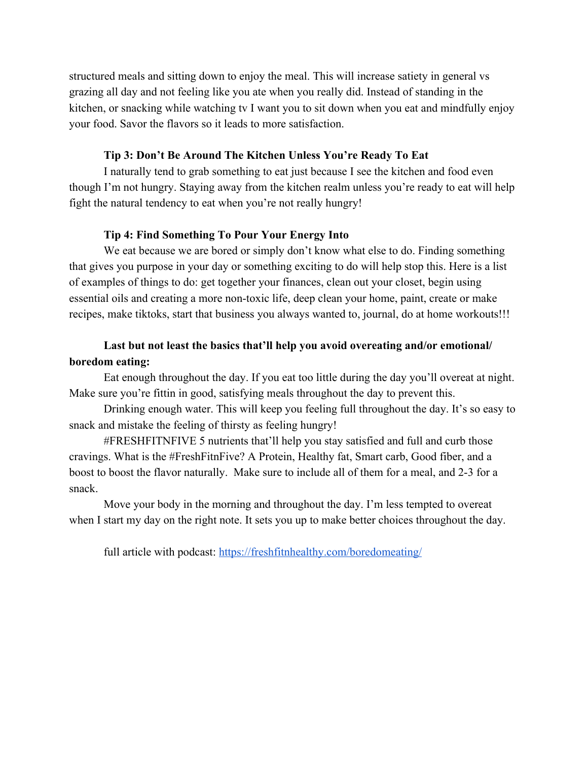structured meals and sitting down to enjoy the meal. This will increase satiety in general vs grazing all day and not feeling like you ate when you really did. Instead of standing in the kitchen, or snacking while watching tv I want you to sit down when you eat and mindfully enjoy your food. Savor the flavors so it leads to more satisfaction.

**Tip 3: Don't Be Around The Kitchen Unless You're Ready To Eat**

I naturally tend to grab something to eat just because I see the kitchen and food even though I'm not hungry. Staying away from the kitchen realm unless you're ready to eat will help fight the natural tendency to eat when you're not really hungry!

**Tip 4: Find Something To Pour Your Energy Into**

We eat because we are bored or simply don't know what else to do. Finding something that gives you purpose in your day or something exciting to do will help stop this. Here is a list of examples of things to do: get together your finances, clean out your closet, begin using essential oils and creating a more non-toxic life, deep clean your home, paint, create or make recipes, make tiktoks, start that business you always wanted to, journal, do at home workouts!!!

**Last but not least the basics that'll help you avoid overeating and/or emotional/ boredom eating:**

Eat enough throughout the day. If you eat too little during the day you'll overeat at night. Make sure you're fittin in good, satisfying meals throughout the day to prevent this.

Drinking enough water. This will keep you feeling full throughout the day. It's so easy to snack and mistake the feeling of thirsty as feeling hungry!

#FRESHFITNFIVE 5 nutrients that'll help you stay satisfied and full and curb those cravings. What is the #FreshFitnFive? A Protein, Healthy fat, Smart carb, Good fiber, and a boost to boost the flavor naturally. Make sure to include all of them for a meal, and 2-3 for a snack.

Move your body in the morning and throughout the day. I'm less tempted to overeat when I start my day on the right note. It sets you up to make better choices throughout the day.

full article with podcast: [https://freshfitnhealthy.com/boredomeating/](https://freshfitnhealthy.com/boredomeating/)